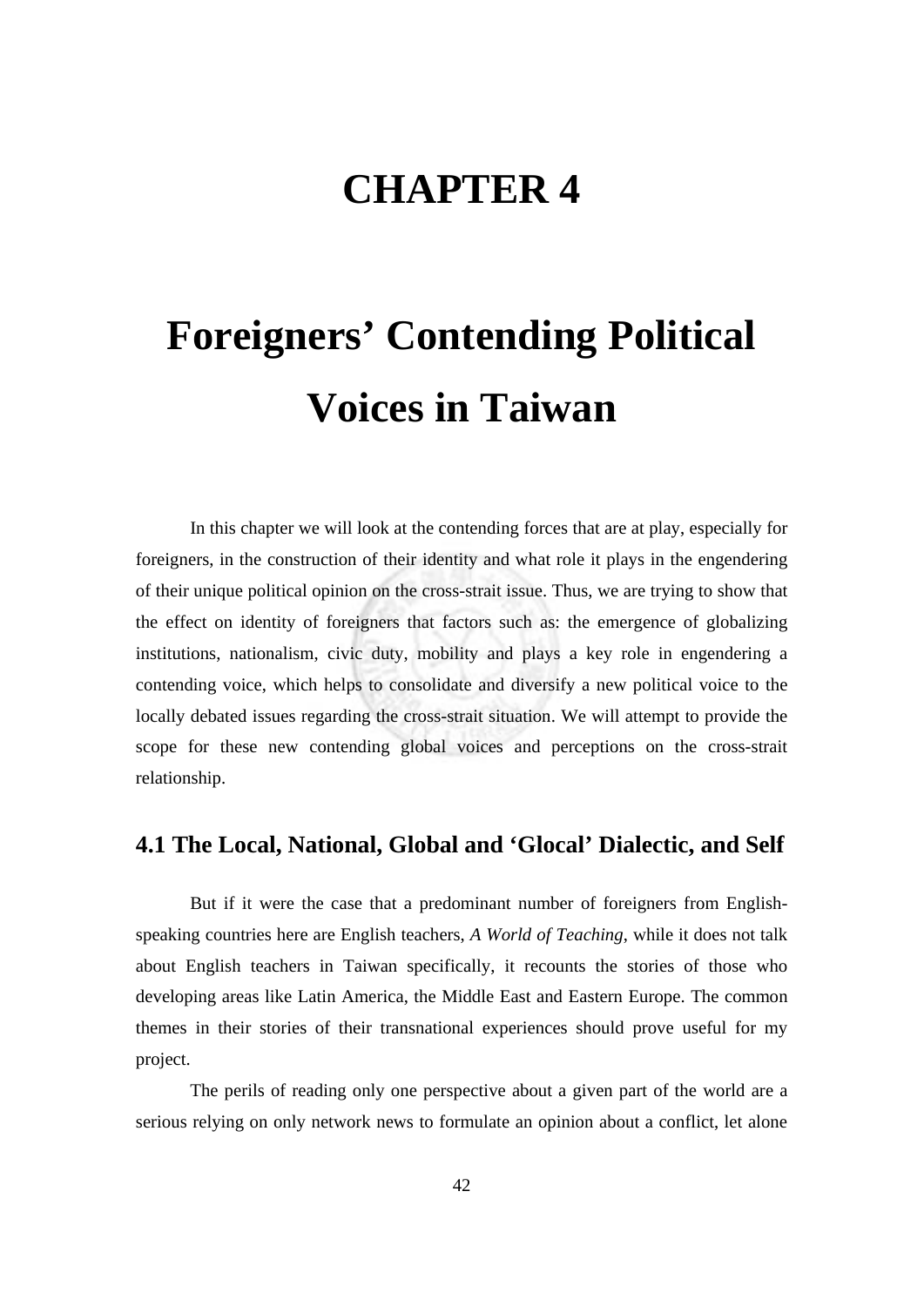# CHAPTER 4

# Foreigners' Contending Political Voices in Taiwan

In this chapter we will look at the contending forces that are at play, especially for foreigners, in the construction of their identity and what role it plays in the engendering of their unique political opinion on the cross-strait issue. Thus, we are trying to show that the effect on identity of foreigners that factors such as: the emergence of globalizing institutions, nationalism, civic duty, mobility and plays a key role in engendering a contending voice, which helps to consolidate and diversify a new political voice to the locally debated issues regarding the cross-strait situation. We will attempt to provide the scope for these new contending global voices and perceptions on the cross-strait relationship.

## 4.1 The Local, National, Global and 'Glocal' Dialectic, and Self

But if it were the case that a predominant number of foreigners from English-speaking countries here are English teachers, *A World of Teaching*, while it does not talk about English teachers in Taiwan specifically, it recounts the stories of those who developing areas like Latin America, the Middle East and Eastern Europe. The common themes in their stories of their transnational experiences should prove useful for my project.

The perils of reading only one perspective about a given part of the world are a serious relying on only network news to formulate an opinion about a conflict, let alone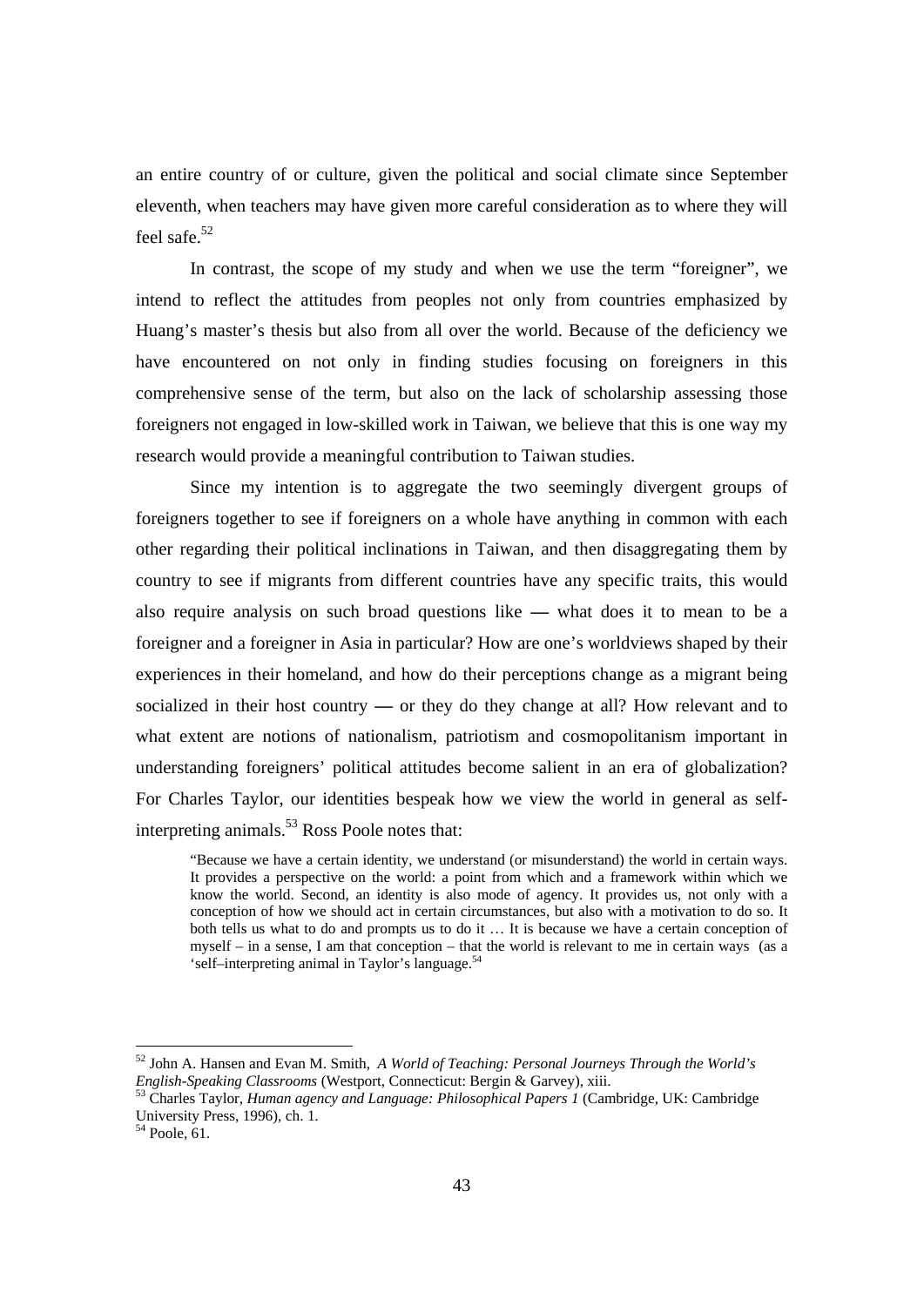an entire country of or culture, given the political and social climate since September eleventh, when teachers may have given more careful consideration as to where they will feel safe.[52]

In contrast, the scope of my study and when we use the term "foreigner", we intend to reflect the attitudes from peoples not only from countries emphasized by Huang's master's thesis but also from all over the world. Because of the deficiency we have encountered on not only in finding studies focusing on foreigners in this comprehensive sense of the term, but also on the lack of scholarship assessing those foreigners not engaged in low-skilled work in Taiwan, we believe that this is one way my research would provide a meaningful contribution to Taiwan studies.

Since my intention is to aggregate the two seemingly divergent groups of foreigners together to see if foreigners on a whole have anything in common with each other regarding their political inclinations in Taiwan, and then disaggregating them by country to see if migrants from different countries have any specific traits, this would also require analysis on such broad questions like — what does it to mean to be a foreigner and a foreigner in Asia in particular? How are one's worldviews shaped by their experiences in their homeland, and how do their perceptions change as a migrant being socialized in their host country — or they do they change at all? How relevant and to what extent are notions of nationalism, patriotism and cosmopolitanism important in understanding foreigners' political attitudes become salient in an era of globalization? For Charles Taylor, our identities bespeak how we view the world in general as self-interpreting animals.[53] Ross Poole notes that:

> "Because we have a certain identity, we understand (or misunderstand) the world in certain ways. It provides a perspective on the world: a point from which and a framework within which we know the world. Second, an identity is also mode of agency. It provides us, not only with a conception of how we should act in certain circumstances, but also with a motivation to do so. It both tells us what to do and prompts us to do it … It is because we have a certain conception of myself – in a sense, I am that conception – that the world is relevant to me in certain ways (as a 'self–interpreting animal in Taylor's language.[54]

---

[52] John A. Hansen and Evan M. Smith, *A World of Teaching: Personal Journeys Through the World's English-Speaking Classrooms* (Westport, Connecticut: Bergin & Garvey), xiii.

[53] Charles Taylor, *Human agency and Language: Philosophical Papers 1* (Cambridge, UK: Cambridge University Press, 1996), ch. 1.

[54] Poole, 61.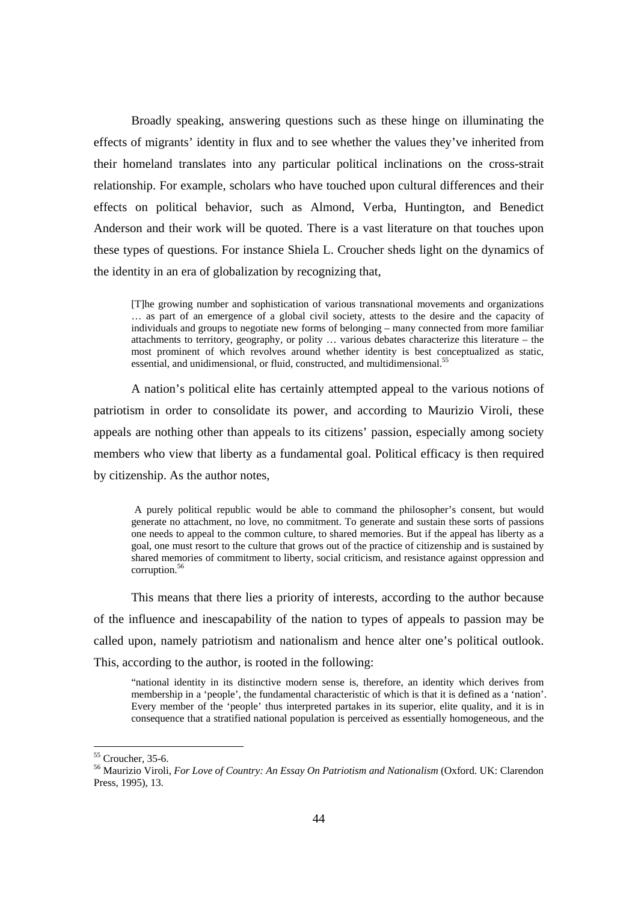Broadly speaking, answering questions such as these hinge on illuminating the effects of migrants' identity in flux and to see whether the values they've inherited from their homeland translates into any particular political inclinations on the cross-strait relationship. For example, scholars who have touched upon cultural differences and their effects on political behavior, such as Almond, Verba, Huntington, and Benedict Anderson and their work will be quoted. There is a vast literature on that touches upon these types of questions. For instance Shiela L. Croucher sheds light on the dynamics of the identity in an era of globalization by recognizing that,

> [T]he growing number and sophistication of various transnational movements and organizations … as part of an emergence of a global civil society, attests to the desire and the capacity of individuals and groups to negotiate new forms of belonging – many connected from more familiar attachments to territory, geography, or polity … various debates characterize this literature – the most prominent of which revolves around whether identity is best conceptualized as static, essential, and unidimensional, or fluid, constructed, and multidimensional.[55]

A nation's political elite has certainly attempted appeal to the various notions of patriotism in order to consolidate its power, and according to Maurizio Viroli, these appeals are nothing other than appeals to its citizens' passion, especially among society members who view that liberty as a fundamental goal. Political efficacy is then required by citizenship. As the author notes,

> A purely political republic would be able to command the philosopher's consent, but would generate no attachment, no love, no commitment. To generate and sustain these sorts of passions one needs to appeal to the common culture, to shared memories. But if the appeal has liberty as a goal, one must resort to the culture that grows out of the practice of citizenship and is sustained by shared memories of commitment to liberty, social criticism, and resistance against oppression and corruption.[56]

This means that there lies a priority of interests, according to the author because of the influence and inescapability of the nation to types of appeals to passion may be called upon, namely patriotism and nationalism and hence alter one's political outlook. This, according to the author, is rooted in the following:

> "national identity in its distinctive modern sense is, therefore, an identity which derives from membership in a 'people', the fundamental characteristic of which is that it is defined as a 'nation'. Every member of the 'people' thus interpreted partakes in its superior, elite quality, and it is in consequence that a stratified national population is perceived as essentially homogeneous, and the

---

[55] Croucher, 35-6.

[56] Maurizio Viroli, *For Love of Country: An Essay On Patriotism and Nationalism* (Oxford. UK: Clarendon Press, 1995), 13.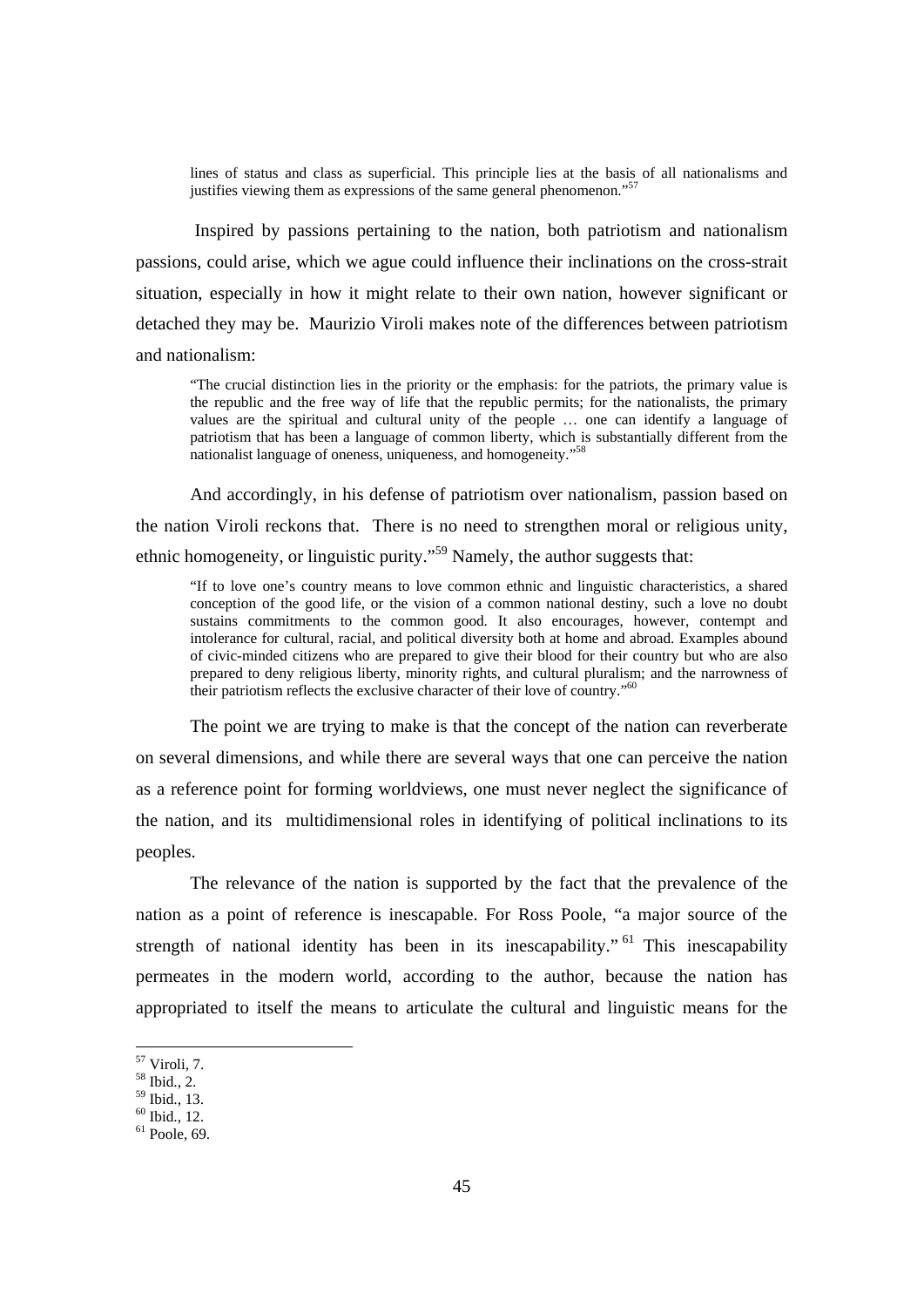> lines of status and class as superficial. This principle lies at the basis of all nationalisms and justifies viewing them as expressions of the same general phenomenon."[57]

Inspired by passions pertaining to the nation, both patriotism and nationalism passions, could arise, which we ague could influence their inclinations on the cross-strait situation, especially in how it might relate to their own nation, however significant or detached they may be. Maurizio Viroli makes note of the differences between patriotism and nationalism:

> "The crucial distinction lies in the priority or the emphasis: for the patriots, the primary value is the republic and the free way of life that the republic permits; for the nationalists, the primary values are the spiritual and cultural unity of the people … one can identify a language of patriotism that has been a language of common liberty, which is substantially different from the nationalist language of oneness, uniqueness, and homogeneity."[58]

And accordingly, in his defense of patriotism over nationalism, passion based on the nation Viroli reckons that. There is no need to strengthen moral or religious unity, ethnic homogeneity, or linguistic purity."[59] Namely, the author suggests that:

> "If to love one's country means to love common ethnic and linguistic characteristics, a shared conception of the good life, or the vision of a common national destiny, such a love no doubt sustains commitments to the common good. It also encourages, however, contempt and intolerance for cultural, racial, and political diversity both at home and abroad. Examples abound of civic-minded citizens who are prepared to give their blood for their country but who are also prepared to deny religious liberty, minority rights, and cultural pluralism; and the narrowness of their patriotism reflects the exclusive character of their love of country."[60]

The point we are trying to make is that the concept of the nation can reverberate on several dimensions, and while there are several ways that one can perceive the nation as a reference point for forming worldviews, one must never neglect the significance of the nation, and its multidimensional roles in identifying of political inclinations to its peoples.

The relevance of the nation is supported by the fact that the prevalence of the nation as a point of reference is inescapable. For Ross Poole, "a major source of the strength of national identity has been in its inescapability."[61] This inescapability permeates in the modern world, according to the author, because the nation has appropriated to itself the means to articulate the cultural and linguistic means for the

---

[57] Viroli, 7.
[58] Ibid., 2.
[59] Ibid., 13.
[60] Ibid., 12.
[61] Poole, 69.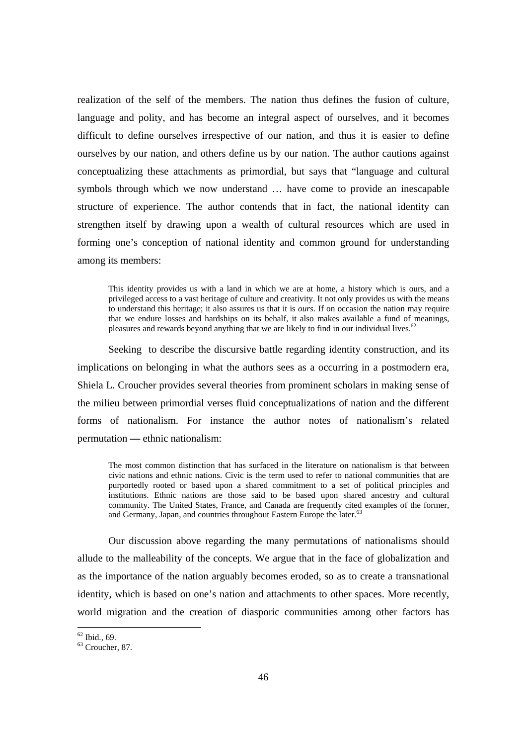realization of the self of the members. The nation thus defines the fusion of culture, language and polity, and has become an integral aspect of ourselves, and it becomes difficult to define ourselves irrespective of our nation, and thus it is easier to define ourselves by our nation, and others define us by our nation. The author cautions against conceptualizing these attachments as primordial, but says that "language and cultural symbols through which we now understand … have come to provide an inescapable structure of experience. The author contends that in fact, the national identity can strengthen itself by drawing upon a wealth of cultural resources which are used in forming one's conception of national identity and common ground for understanding among its members:

> This identity provides us with a land in which we are at home, a history which is ours, and a privileged access to a vast heritage of culture and creativity. It not only provides us with the means to understand this heritage; it also assures us that it is *ours*. If on occasion the nation may require that we endure losses and hardships on its behalf, it also makes available a fund of meanings, pleasures and rewards beyond anything that we are likely to find in our individual lives.[62]

Seeking to describe the discursive battle regarding identity construction, and its implications on belonging in what the authors sees as a occurring in a postmodern era, Shiela L. Croucher provides several theories from prominent scholars in making sense of the milieu between primordial verses fluid conceptualizations of nation and the different forms of nationalism. For instance the author notes of nationalism's related permutation — ethnic nationalism:

> The most common distinction that has surfaced in the literature on nationalism is that between civic nations and ethnic nations. Civic is the term used to refer to national communities that are purportedly rooted or based upon a shared commitment to a set of political principles and institutions. Ethnic nations are those said to be based upon shared ancestry and cultural community. The United States, France, and Canada are frequently cited examples of the former, and Germany, Japan, and countries throughout Eastern Europe the later.[63]

Our discussion above regarding the many permutations of nationalisms should allude to the malleability of the concepts. We argue that in the face of globalization and as the importance of the nation arguably becomes eroded, so as to create a transnational identity, which is based on one's nation and attachments to other spaces. More recently, world migration and the creation of diasporic communities among other factors has

---

[62] Ibid., 69.

[63] Croucher, 87.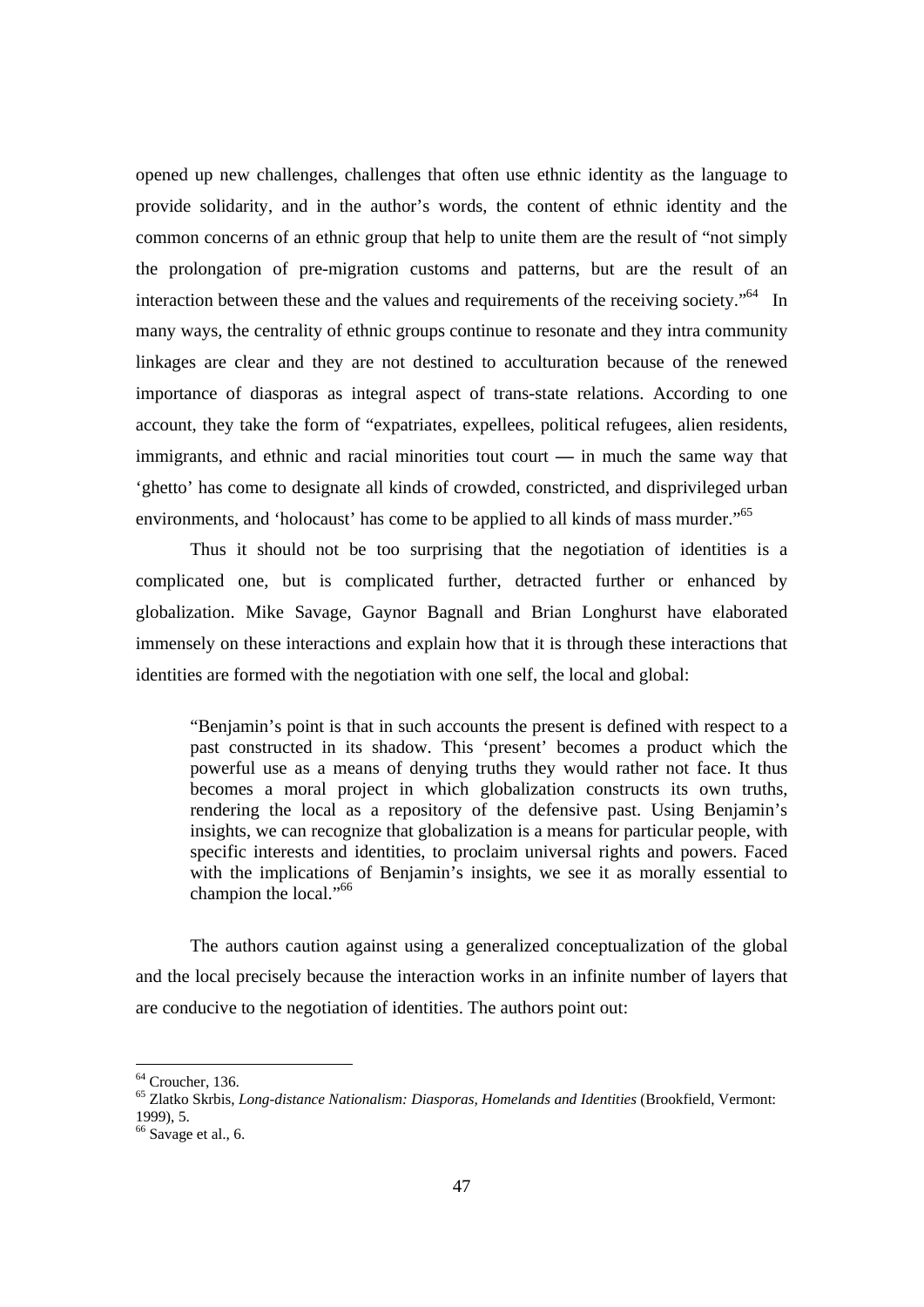opened up new challenges, challenges that often use ethnic identity as the language to provide solidarity, and in the author's words, the content of ethnic identity and the common concerns of an ethnic group that help to unite them are the result of "not simply the prolongation of pre-migration customs and patterns, but are the result of an interaction between these and the values and requirements of the receiving society."[64] In many ways, the centrality of ethnic groups continue to resonate and they intra community linkages are clear and they are not destined to acculturation because of the renewed importance of diasporas as integral aspect of trans-state relations. According to one account, they take the form of "expatriates, expellees, political refugees, alien residents, immigrants, and ethnic and racial minorities tout court — in much the same way that 'ghetto' has come to designate all kinds of crowded, constricted, and disprivileged urban environments, and 'holocaust' has come to be applied to all kinds of mass murder."[65]

Thus it should not be too surprising that the negotiation of identities is a complicated one, but is complicated further, detracted further or enhanced by globalization. Mike Savage, Gaynor Bagnall and Brian Longhurst have elaborated immensely on these interactions and explain how that it is through these interactions that identities are formed with the negotiation with one self, the local and global:

> "Benjamin's point is that in such accounts the present is defined with respect to a past constructed in its shadow. This 'present' becomes a product which the powerful use as a means of denying truths they would rather not face. It thus becomes a moral project in which globalization constructs its own truths, rendering the local as a repository of the defensive past. Using Benjamin's insights, we can recognize that globalization is a means for particular people, with specific interests and identities, to proclaim universal rights and powers. Faced with the implications of Benjamin's insights, we see it as morally essential to champion the local."[66]

The authors caution against using a generalized conceptualization of the global and the local precisely because the interaction works in an infinite number of layers that are conducive to the negotiation of identities. The authors point out:

---

[64] Croucher, 136.

[65] Zlatko Skrbis, *Long-distance Nationalism: Diasporas, Homelands and Identities* (Brookfield, Vermont: 1999), 5.

[66] Savage et al., 6.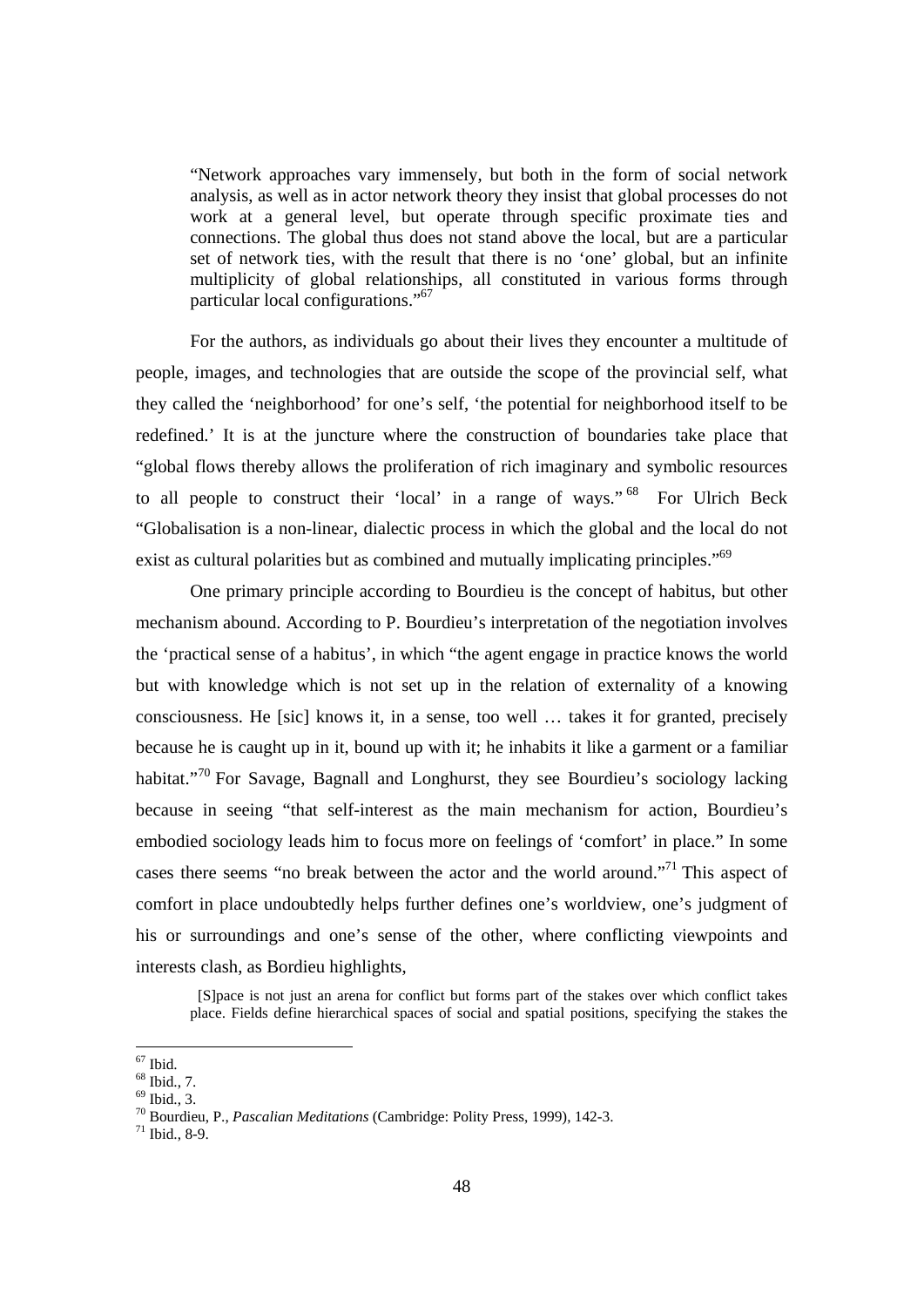> "Network approaches vary immensely, but both in the form of social network analysis, as well as in actor network theory they insist that global processes do not work at a general level, but operate through specific proximate ties and connections. The global thus does not stand above the local, but are a particular set of network ties, with the result that there is no 'one' global, but an infinite multiplicity of global relationships, all constituted in various forms through particular local configurations."[67]

For the authors, as individuals go about their lives they encounter a multitude of people, images, and technologies that are outside the scope of the provincial self, what they called the 'neighborhood' for one's self, 'the potential for neighborhood itself to be redefined.' It is at the juncture where the construction of boundaries take place that "global flows thereby allows the proliferation of rich imaginary and symbolic resources to all people to construct their 'local' in a range of ways."[68] For Ulrich Beck "Globalisation is a non-linear, dialectic process in which the global and the local do not exist as cultural polarities but as combined and mutually implicating principles."[69]

One primary principle according to Bourdieu is the concept of habitus, but other mechanism abound. According to P. Bourdieu's interpretation of the negotiation involves the 'practical sense of a habitus', in which "the agent engage in practice knows the world but with knowledge which is not set up in the relation of externality of a knowing consciousness. He [sic] knows it, in a sense, too well … takes it for granted, precisely because he is caught up in it, bound up with it; he inhabits it like a garment or a familiar habitat."[70] For Savage, Bagnall and Longhurst, they see Bourdieu's sociology lacking because in seeing "that self-interest as the main mechanism for action, Bourdieu's embodied sociology leads him to focus more on feelings of 'comfort' in place." In some cases there seems "no break between the actor and the world around."[71] This aspect of comfort in place undoubtedly helps further defines one's worldview, one's judgment of his or surroundings and one's sense of the other, where conflicting viewpoints and interests clash, as Bordieu highlights,

> [S]pace is not just an arena for conflict but forms part of the stakes over which conflict takes place. Fields define hierarchical spaces of social and spatial positions, specifying the stakes the

---

[67] Ibid.

[68] Ibid., 7.

[69] Ibid., 3.

[70] Bourdieu, P., *Pascalian Meditations* (Cambridge: Polity Press, 1999), 142-3.

[71] Ibid., 8-9.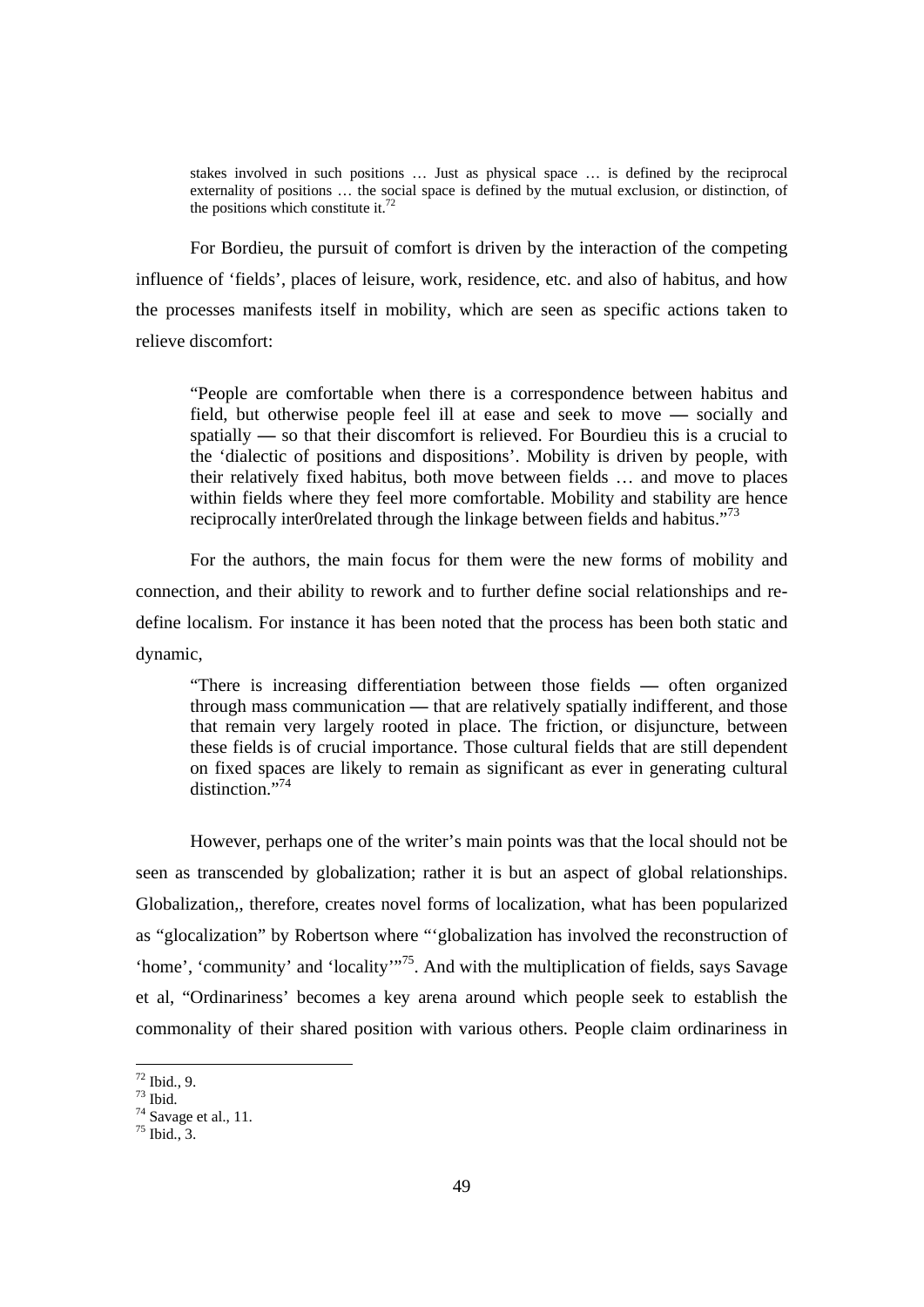> stakes involved in such positions … Just as physical space … is defined by the reciprocal externality of positions … the social space is defined by the mutual exclusion, or distinction, of the positions which constitute it.[72]

For Bordieu, the pursuit of comfort is driven by the interaction of the competing influence of 'fields', places of leisure, work, residence, etc. and also of habitus, and how the processes manifests itself in mobility, which are seen as specific actions taken to relieve discomfort:

> "People are comfortable when there is a correspondence between habitus and field, but otherwise people feel ill at ease and seek to move — socially and spatially — so that their discomfort is relieved. For Bourdieu this is a crucial to the 'dialectic of positions and dispositions'. Mobility is driven by people, with their relatively fixed habitus, both move between fields … and move to places within fields where they feel more comfortable. Mobility and stability are hence reciprocally inter0related through the linkage between fields and habitus."[73]

For the authors, the main focus for them were the new forms of mobility and connection, and their ability to rework and to further define social relationships and re-define localism. For instance it has been noted that the process has been both static and dynamic,

> "There is increasing differentiation between those fields — often organized through mass communication — that are relatively spatially indifferent, and those that remain very largely rooted in place. The friction, or disjuncture, between these fields is of crucial importance. Those cultural fields that are still dependent on fixed spaces are likely to remain as significant as ever in generating cultural distinction."[74]

However, perhaps one of the writer's main points was that the local should not be seen as transcended by globalization; rather it is but an aspect of global relationships. Globalization,, therefore, creates novel forms of localization, what has been popularized as "glocalization" by Robertson where "'globalization has involved the reconstruction of 'home', 'community' and 'locality'"[75]. And with the multiplication of fields, says Savage et al, "Ordinariness' becomes a key arena around which people seek to establish the commonality of their shared position with various others. People claim ordinariness in

---

[72] Ibid., 9.
[73] Ibid.
[74] Savage et al., 11.
[75] Ibid., 3.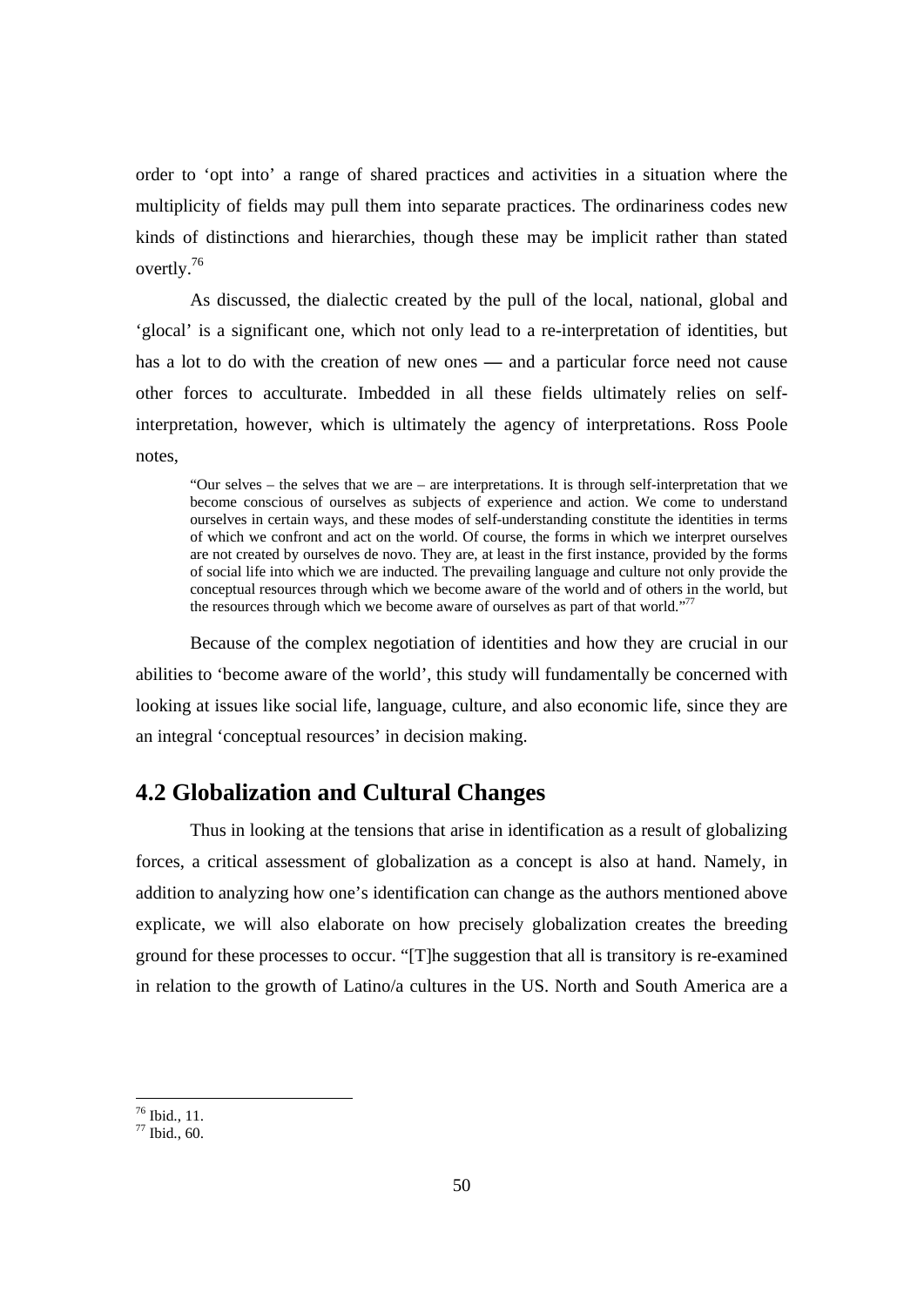order to 'opt into' a range of shared practices and activities in a situation where the multiplicity of fields may pull them into separate practices. The ordinariness codes new kinds of distinctions and hierarchies, though these may be implicit rather than stated overtly.[76]

As discussed, the dialectic created by the pull of the local, national, global and 'glocal' is a significant one, which not only lead to a re-interpretation of identities, but has a lot to do with the creation of new ones — and a particular force need not cause other forces to acculturate. Imbedded in all these fields ultimately relies on self-interpretation, however, which is ultimately the agency of interpretations. Ross Poole notes,

> "Our selves – the selves that we are – are interpretations. It is through self-interpretation that we become conscious of ourselves as subjects of experience and action. We come to understand ourselves in certain ways, and these modes of self-understanding constitute the identities in terms of which we confront and act on the world. Of course, the forms in which we interpret ourselves are not created by ourselves de novo. They are, at least in the first instance, provided by the forms of social life into which we are inducted. The prevailing language and culture not only provide the conceptual resources through which we become aware of the world and of others in the world, but the resources through which we become aware of ourselves as part of that world."[77]

Because of the complex negotiation of identities and how they are crucial in our abilities to 'become aware of the world', this study will fundamentally be concerned with looking at issues like social life, language, culture, and also economic life, since they are an integral 'conceptual resources' in decision making.

## 4.2 Globalization and Cultural Changes

Thus in looking at the tensions that arise in identification as a result of globalizing forces, a critical assessment of globalization as a concept is also at hand. Namely, in addition to analyzing how one's identification can change as the authors mentioned above explicate, we will also elaborate on how precisely globalization creates the breeding ground for these processes to occur. "[T]he suggestion that all is transitory is re-examined in relation to the growth of Latino/a cultures in the US. North and South America are a

---

[76] Ibid., 11.

[77] Ibid., 60.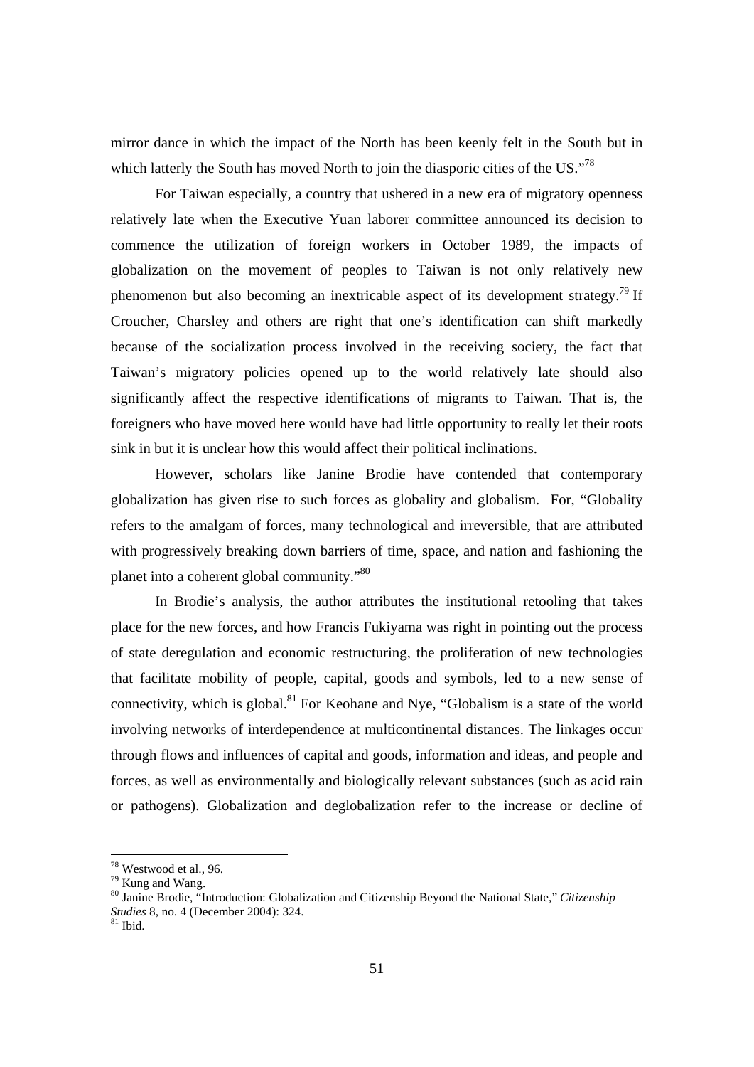mirror dance in which the impact of the North has been keenly felt in the South but in which latterly the South has moved North to join the diasporic cities of the US."[78]

For Taiwan especially, a country that ushered in a new era of migratory openness relatively late when the Executive Yuan laborer committee announced its decision to commence the utilization of foreign workers in October 1989, the impacts of globalization on the movement of peoples to Taiwan is not only relatively new phenomenon but also becoming an inextricable aspect of its development strategy.[79] If Croucher, Charsley and others are right that one's identification can shift markedly because of the socialization process involved in the receiving society, the fact that Taiwan's migratory policies opened up to the world relatively late should also significantly affect the respective identifications of migrants to Taiwan. That is, the foreigners who have moved here would have had little opportunity to really let their roots sink in but it is unclear how this would affect their political inclinations.

However, scholars like Janine Brodie have contended that contemporary globalization has given rise to such forces as globality and globalism. For, "Globality refers to the amalgam of forces, many technological and irreversible, that are attributed with progressively breaking down barriers of time, space, and nation and fashioning the planet into a coherent global community."[80]

In Brodie's analysis, the author attributes the institutional retooling that takes place for the new forces, and how Francis Fukiyama was right in pointing out the process of state deregulation and economic restructuring, the proliferation of new technologies that facilitate mobility of people, capital, goods and symbols, led to a new sense of connectivity, which is global.[81] For Keohane and Nye, "Globalism is a state of the world involving networks of interdependence at multicontinental distances. The linkages occur through flows and influences of capital and goods, information and ideas, and people and forces, as well as environmentally and biologically relevant substances (such as acid rain or pathogens). Globalization and deglobalization refer to the increase or decline of

---

[78] Westwood et al., 96.
[79] Kung and Wang.
[80] Janine Brodie, "Introduction: Globalization and Citizenship Beyond the National State," *Citizenship Studies* 8, no. 4 (December 2004): 324.
[81] Ibid.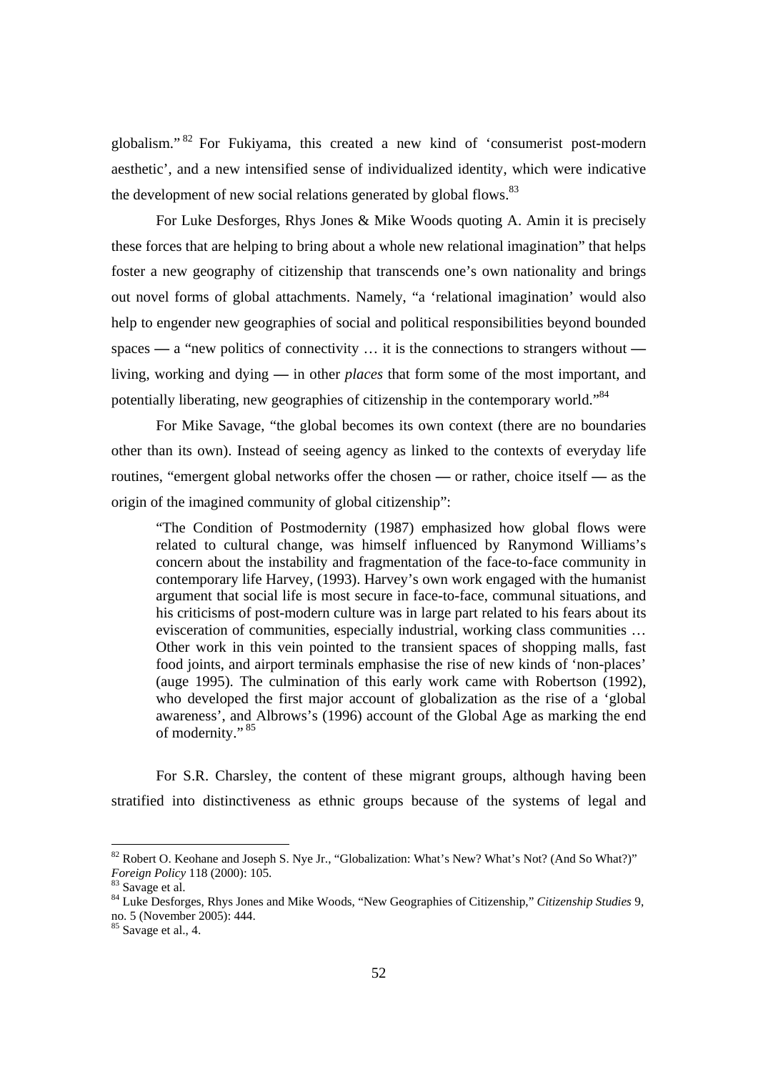globalism."[82] For Fukiyama, this created a new kind of 'consumerist post-modern aesthetic', and a new intensified sense of individualized identity, which were indicative the development of new social relations generated by global flows.[83]

For Luke Desforges, Rhys Jones & Mike Woods quoting A. Amin it is precisely these forces that are helping to bring about a whole new relational imagination" that helps foster a new geography of citizenship that transcends one's own nationality and brings out novel forms of global attachments. Namely, "a 'relational imagination' would also help to engender new geographies of social and political responsibilities beyond bounded spaces — a "new politics of connectivity … it is the connections to strangers without — living, working and dying — in other *places* that form some of the most important, and potentially liberating, new geographies of citizenship in the contemporary world."[84]

For Mike Savage, "the global becomes its own context (there are no boundaries other than its own). Instead of seeing agency as linked to the contexts of everyday life routines, "emergent global networks offer the chosen — or rather, choice itself — as the origin of the imagined community of global citizenship":

> "The Condition of Postmodernity (1987) emphasized how global flows were related to cultural change, was himself influenced by Ranymond Williams's concern about the instability and fragmentation of the face-to-face community in contemporary life Harvey, (1993). Harvey's own work engaged with the humanist argument that social life is most secure in face-to-face, communal situations, and his criticisms of post-modern culture was in large part related to his fears about its evisceration of communities, especially industrial, working class communities … Other work in this vein pointed to the transient spaces of shopping malls, fast food joints, and airport terminals emphasise the rise of new kinds of 'non-places' (auge 1995). The culmination of this early work came with Robertson (1992), who developed the first major account of globalization as the rise of a 'global awareness', and Albrows's (1996) account of the Global Age as marking the end of modernity."[85]

For S.R. Charsley, the content of these migrant groups, although having been stratified into distinctiveness as ethnic groups because of the systems of legal and

---

[82] Robert O. Keohane and Joseph S. Nye Jr., "Globalization: What's New? What's Not? (And So What?)" *Foreign Policy* 118 (2000): 105.

[83] Savage et al.

[84] Luke Desforges, Rhys Jones and Mike Woods, "New Geographies of Citizenship," *Citizenship Studies* 9, no. 5 (November 2005): 444.

[85] Savage et al., 4.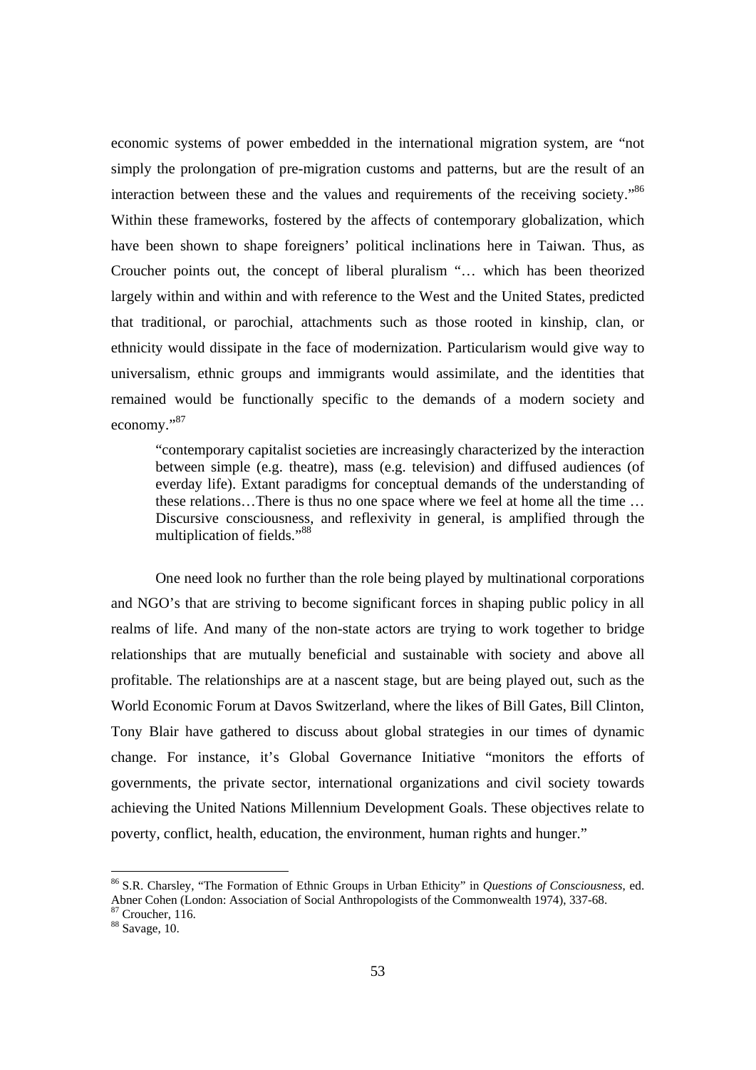economic systems of power embedded in the international migration system, are "not simply the prolongation of pre-migration customs and patterns, but are the result of an interaction between these and the values and requirements of the receiving society."[86] Within these frameworks, fostered by the affects of contemporary globalization, which have been shown to shape foreigners' political inclinations here in Taiwan. Thus, as Croucher points out, the concept of liberal pluralism "… which has been theorized largely within and within and with reference to the West and the United States, predicted that traditional, or parochial, attachments such as those rooted in kinship, clan, or ethnicity would dissipate in the face of modernization. Particularism would give way to universalism, ethnic groups and immigrants would assimilate, and the identities that remained would be functionally specific to the demands of a modern society and economy."[87]

> "contemporary capitalist societies are increasingly characterized by the interaction between simple (e.g. theatre), mass (e.g. television) and diffused audiences (of everday life). Extant paradigms for conceptual demands of the understanding of these relations…There is thus no one space where we feel at home all the time … Discursive consciousness, and reflexivity in general, is amplified through the multiplication of fields."[88]

One need look no further than the role being played by multinational corporations and NGO's that are striving to become significant forces in shaping public policy in all realms of life. And many of the non-state actors are trying to work together to bridge relationships that are mutually beneficial and sustainable with society and above all profitable. The relationships are at a nascent stage, but are being played out, such as the World Economic Forum at Davos Switzerland, where the likes of Bill Gates, Bill Clinton, Tony Blair have gathered to discuss about global strategies in our times of dynamic change. For instance, it's Global Governance Initiative "monitors the efforts of governments, the private sector, international organizations and civil society towards achieving the United Nations Millennium Development Goals. These objectives relate to poverty, conflict, health, education, the environment, human rights and hunger."

---

[86] S.R. Charsley, "The Formation of Ethnic Groups in Urban Ethicity" in *Questions of Consciousness*, ed. Abner Cohen (London: Association of Social Anthropologists of the Commonwealth 1974), 337-68.

[87] Croucher, 116.

[88] Savage, 10.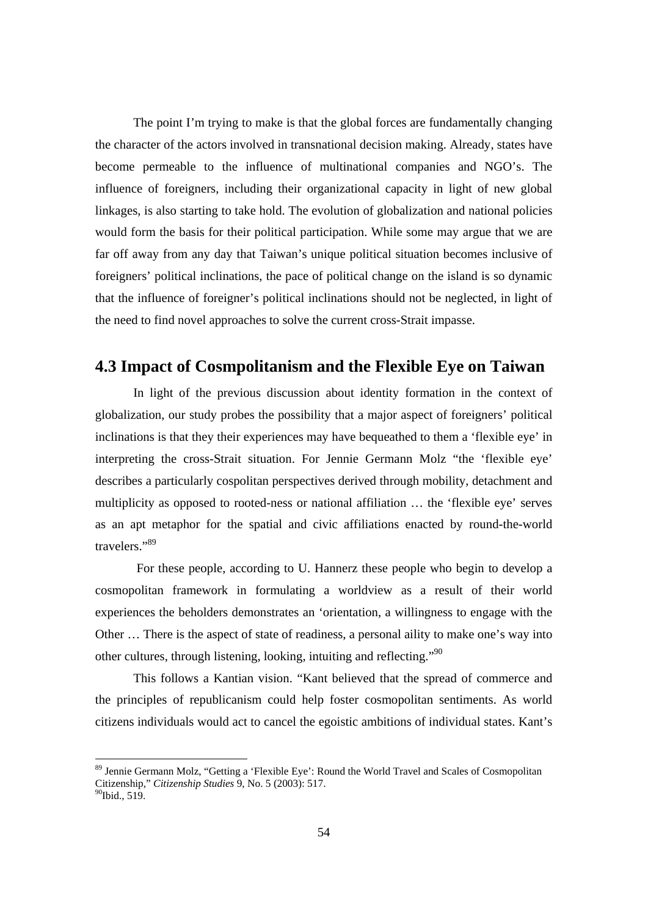The point I'm trying to make is that the global forces are fundamentally changing the character of the actors involved in transnational decision making. Already, states have become permeable to the influence of multinational companies and NGO's. The influence of foreigners, including their organizational capacity in light of new global linkages, is also starting to take hold. The evolution of globalization and national policies would form the basis for their political participation. While some may argue that we are far off away from any day that Taiwan's unique political situation becomes inclusive of foreigners' political inclinations, the pace of political change on the island is so dynamic that the influence of foreigner's political inclinations should not be neglected, in light of the need to find novel approaches to solve the current cross-Strait impasse.

## 4.3 Impact of Cosmpolitanism and the Flexible Eye on Taiwan

In light of the previous discussion about identity formation in the context of globalization, our study probes the possibility that a major aspect of foreigners' political inclinations is that they their experiences may have bequeathed to them a 'flexible eye' in interpreting the cross-Strait situation. For Jennie Germann Molz "the 'flexible eye' describes a particularly cospolitan perspectives derived through mobility, detachment and multiplicity as opposed to rooted-ness or national affiliation … the 'flexible eye' serves as an apt metaphor for the spatial and civic affiliations enacted by round-the-world travelers."[89]

For these people, according to U. Hannerz these people who begin to develop a cosmopolitan framework in formulating a worldview as a result of their world experiences the beholders demonstrates an 'orientation, a willingness to engage with the Other … There is the aspect of state of readiness, a personal aility to make one's way into other cultures, through listening, looking, intuiting and reflecting."[90]

This follows a Kantian vision. "Kant believed that the spread of commerce and the principles of republicanism could help foster cosmopolitan sentiments. As world citizens individuals would act to cancel the egoistic ambitions of individual states. Kant's

---

[89] Jennie Germann Molz, "Getting a 'Flexible Eye': Round the World Travel and Scales of Cosmopolitan Citizenship," *Citizenship Studies* 9, No. 5 (2003): 517.

[90] Ibid., 519.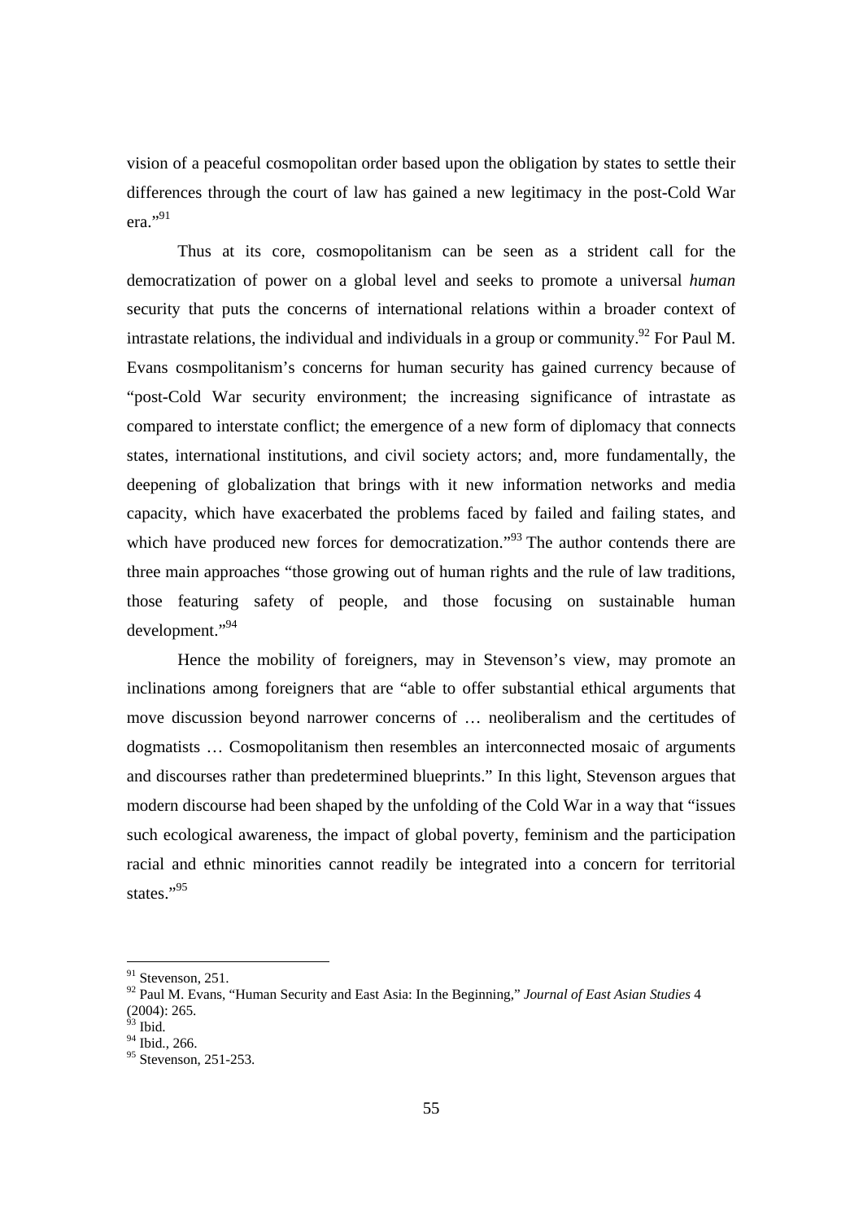vision of a peaceful cosmopolitan order based upon the obligation by states to settle their differences through the court of law has gained a new legitimacy in the post-Cold War era."[91]

Thus at its core, cosmopolitanism can be seen as a strident call for the democratization of power on a global level and seeks to promote a universal *human* security that puts the concerns of international relations within a broader context of intrastate relations, the individual and individuals in a group or community.[92] For Paul M. Evans cosmpolitanism's concerns for human security has gained currency because of "post-Cold War security environment; the increasing significance of intrastate as compared to interstate conflict; the emergence of a new form of diplomacy that connects states, international institutions, and civil society actors; and, more fundamentally, the deepening of globalization that brings with it new information networks and media capacity, which have exacerbated the problems faced by failed and failing states, and which have produced new forces for democratization."[93] The author contends there are three main approaches "those growing out of human rights and the rule of law traditions, those featuring safety of people, and those focusing on sustainable human development."[94]

Hence the mobility of foreigners, may in Stevenson's view, may promote an inclinations among foreigners that are "able to offer substantial ethical arguments that move discussion beyond narrower concerns of … neoliberalism and the certitudes of dogmatists … Cosmopolitanism then resembles an interconnected mosaic of arguments and discourses rather than predetermined blueprints." In this light, Stevenson argues that modern discourse had been shaped by the unfolding of the Cold War in a way that "issues such ecological awareness, the impact of global poverty, feminism and the participation racial and ethnic minorities cannot readily be integrated into a concern for territorial states."[95]

---

[91] Stevenson, 251.

[92] Paul M. Evans, "Human Security and East Asia: In the Beginning," *Journal of East Asian Studies* 4 (2004): 265.

[93] Ibid.

[94] Ibid., 266.

[95] Stevenson, 251-253.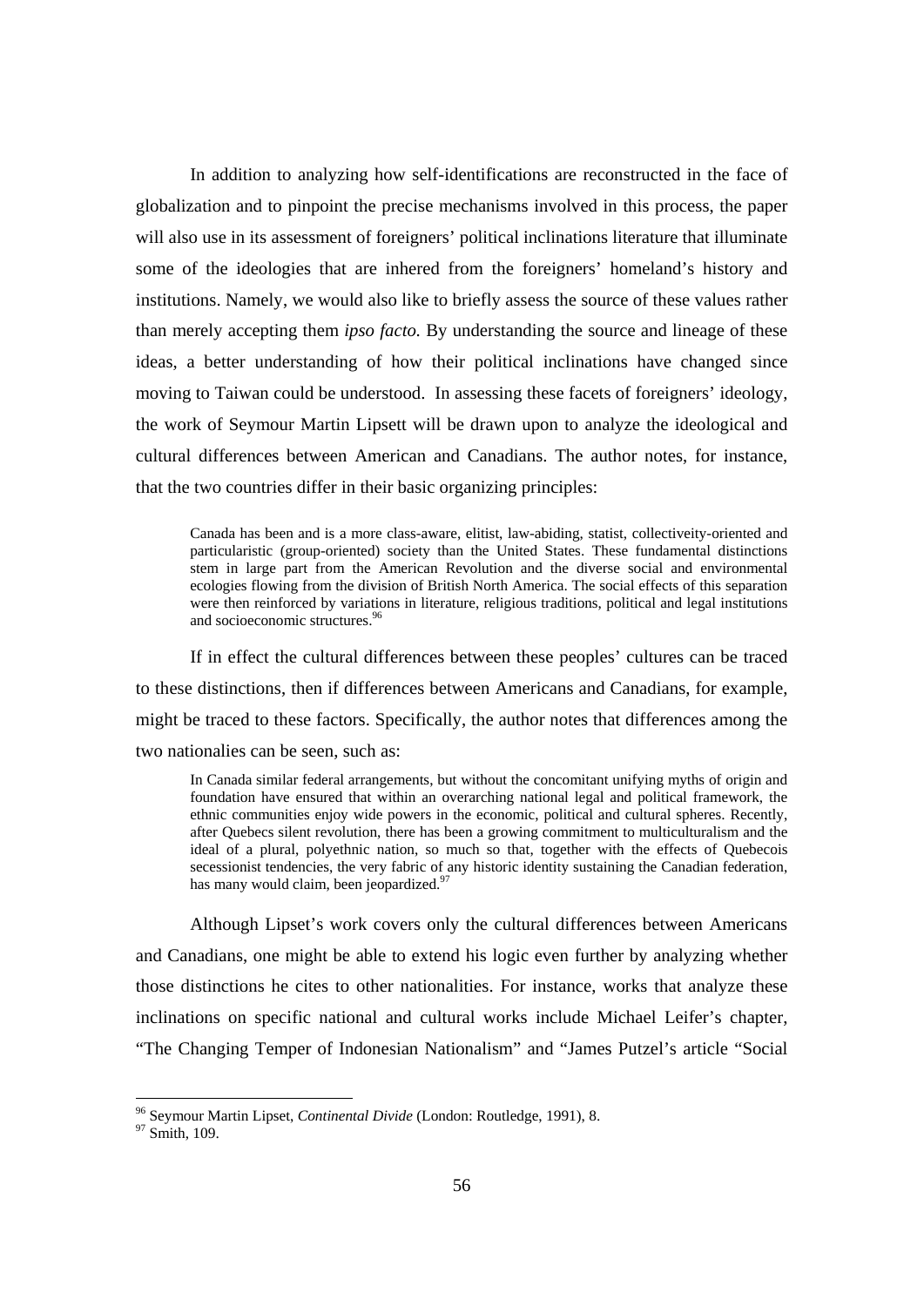In addition to analyzing how self-identifications are reconstructed in the face of globalization and to pinpoint the precise mechanisms involved in this process, the paper will also use in its assessment of foreigners' political inclinations literature that illuminate some of the ideologies that are inhered from the foreigners' homeland's history and institutions. Namely, we would also like to briefly assess the source of these values rather than merely accepting them *ipso facto.* By understanding the source and lineage of these ideas, a better understanding of how their political inclinations have changed since moving to Taiwan could be understood. In assessing these facets of foreigners' ideology, the work of Seymour Martin Lipsett will be drawn upon to analyze the ideological and cultural differences between American and Canadians. The author notes, for instance, that the two countries differ in their basic organizing principles:

> Canada has been and is a more class-aware, elitist, law-abiding, statist, collectiveity-oriented and particularistic (group-oriented) society than the United States. These fundamental distinctions stem in large part from the American Revolution and the diverse social and environmental ecologies flowing from the division of British North America. The social effects of this separation were then reinforced by variations in literature, religious traditions, political and legal institutions and socioeconomic structures.[96]

If in effect the cultural differences between these peoples' cultures can be traced to these distinctions, then if differences between Americans and Canadians, for example, might be traced to these factors. Specifically, the author notes that differences among the two nationalies can be seen, such as:

> In Canada similar federal arrangements, but without the concomitant unifying myths of origin and foundation have ensured that within an overarching national legal and political framework, the ethnic communities enjoy wide powers in the economic, political and cultural spheres. Recently, after Quebecs silent revolution, there has been a growing commitment to multiculturalism and the ideal of a plural, polyethnic nation, so much so that, together with the effects of Quebecois secessionist tendencies, the very fabric of any historic identity sustaining the Canadian federation, has many would claim, been jeopardized.[97]

Although Lipset's work covers only the cultural differences between Americans and Canadians, one might be able to extend his logic even further by analyzing whether those distinctions he cites to other nationalities. For instance, works that analyze these inclinations on specific national and cultural works include Michael Leifer's chapter, "The Changing Temper of Indonesian Nationalism" and "James Putzel's article "Social

---

[96] Seymour Martin Lipset, *Continental Divide* (London: Routledge, 1991), 8.

[97] Smith, 109.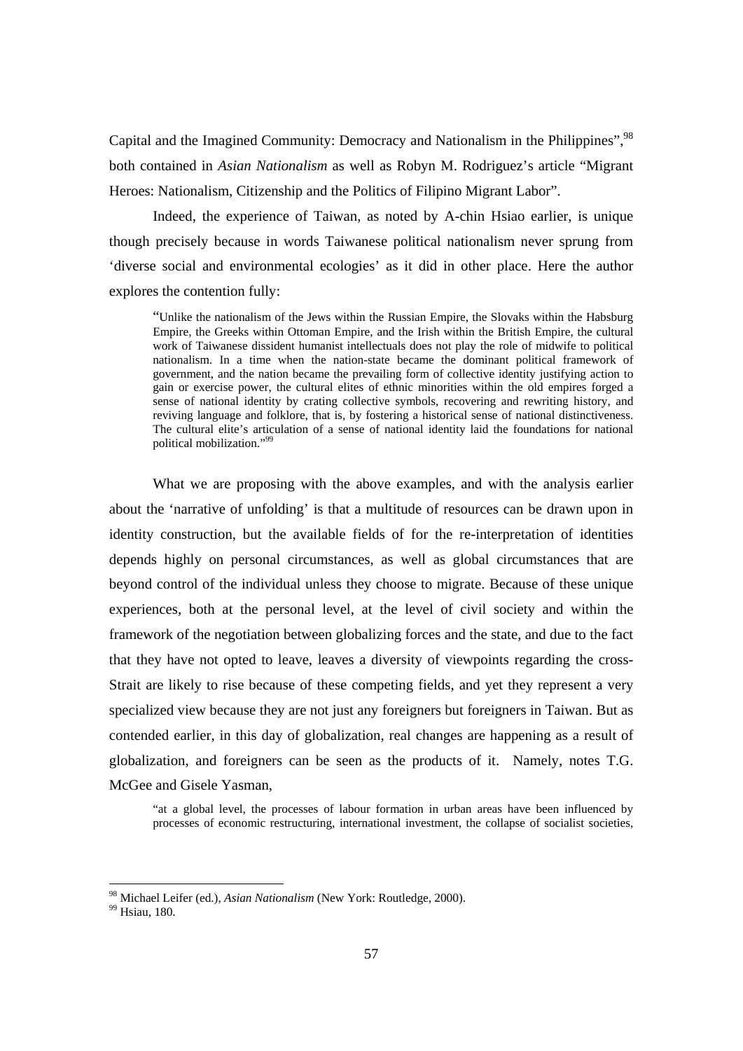Capital and the Imagined Community: Democracy and Nationalism in the Philippines",[98] both contained in *Asian Nationalism* as well as Robyn M. Rodriguez's article "Migrant Heroes: Nationalism, Citizenship and the Politics of Filipino Migrant Labor".

Indeed, the experience of Taiwan, as noted by A-chin Hsiao earlier, is unique though precisely because in words Taiwanese political nationalism never sprung from 'diverse social and environmental ecologies' as it did in other place. Here the author explores the contention fully:

> "Unlike the nationalism of the Jews within the Russian Empire, the Slovaks within the Habsburg Empire, the Greeks within Ottoman Empire, and the Irish within the British Empire, the cultural work of Taiwanese dissident humanist intellectuals does not play the role of midwife to political nationalism. In a time when the nation-state became the dominant political framework of government, and the nation became the prevailing form of collective identity justifying action to gain or exercise power, the cultural elites of ethnic minorities within the old empires forged a sense of national identity by crating collective symbols, recovering and rewriting history, and reviving language and folklore, that is, by fostering a historical sense of national distinctiveness. The cultural elite's articulation of a sense of national identity laid the foundations for national political mobilization."[99]

What we are proposing with the above examples, and with the analysis earlier about the 'narrative of unfolding' is that a multitude of resources can be drawn upon in identity construction, but the available fields of for the re-interpretation of identities depends highly on personal circumstances, as well as global circumstances that are beyond control of the individual unless they choose to migrate. Because of these unique experiences, both at the personal level, at the level of civil society and within the framework of the negotiation between globalizing forces and the state, and due to the fact that they have not opted to leave, leaves a diversity of viewpoints regarding the cross-Strait are likely to rise because of these competing fields, and yet they represent a very specialized view because they are not just any foreigners but foreigners in Taiwan. But as contended earlier, in this day of globalization, real changes are happening as a result of globalization, and foreigners can be seen as the products of it. Namely, notes T.G. McGee and Gisele Yasman,

> "at a global level, the processes of labour formation in urban areas have been influenced by processes of economic restructuring, international investment, the collapse of socialist societies,

---

[98] Michael Leifer (ed.), *Asian Nationalism* (New York: Routledge, 2000).

[99] Hsiau, 180.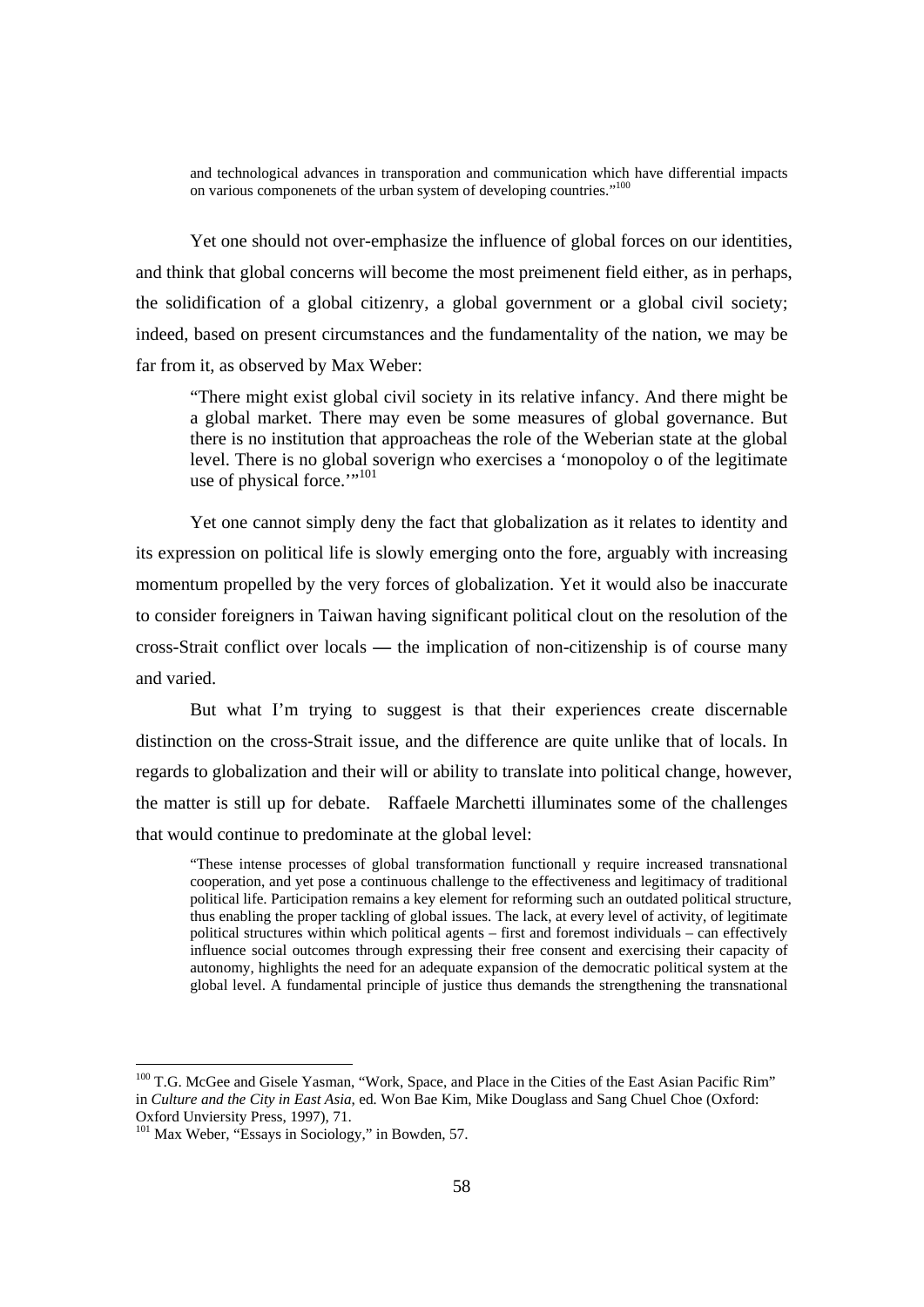> and technological advances in transporation and communication which have differential impacts on various componenets of the urban system of developing countries."[100]

Yet one should not over-emphasize the influence of global forces on our identities, and think that global concerns will become the most preimenent field either, as in perhaps, the solidification of a global citizenry, a global government or a global civil society; indeed, based on present circumstances and the fundamentality of the nation, we may be far from it, as observed by Max Weber:

> "There might exist global civil society in its relative infancy. And there might be a global market. There may even be some measures of global governance. But there is no institution that approacheas the role of the Weberian state at the global level. There is no global soverign who exercises a 'monopoloy o of the legitimate use of physical force.'"[101]

Yet one cannot simply deny the fact that globalization as it relates to identity and its expression on political life is slowly emerging onto the fore, arguably with increasing momentum propelled by the very forces of globalization. Yet it would also be inaccurate to consider foreigners in Taiwan having significant political clout on the resolution of the cross-Strait conflict over locals — the implication of non-citizenship is of course many and varied.

But what I'm trying to suggest is that their experiences create discernable distinction on the cross-Strait issue, and the difference are quite unlike that of locals. In regards to globalization and their will or ability to translate into political change, however, the matter is still up for debate. Raffaele Marchetti illuminates some of the challenges that would continue to predominate at the global level:

> "These intense processes of global transformation functionall y require increased transnational cooperation, and yet pose a continuous challenge to the effectiveness and legitimacy of traditional political life. Participation remains a key element for reforming such an outdated political structure, thus enabling the proper tackling of global issues. The lack, at every level of activity, of legitimate political structures within which political agents – first and foremost individuals – can effectively influence social outcomes through expressing their free consent and exercising their capacity of autonomy, highlights the need for an adequate expansion of the democratic political system at the global level. A fundamental principle of justice thus demands the strengthening the transnational

---

[100] T.G. McGee and Gisele Yasman, "Work, Space, and Place in the Cities of the East Asian Pacific Rim" in *Culture and the City in East Asia,* ed. Won Bae Kim, Mike Douglass and Sang Chuel Choe (Oxford: Oxford Unviersity Press, 1997), 71.

[101] Max Weber, "Essays in Sociology," in Bowden, 57.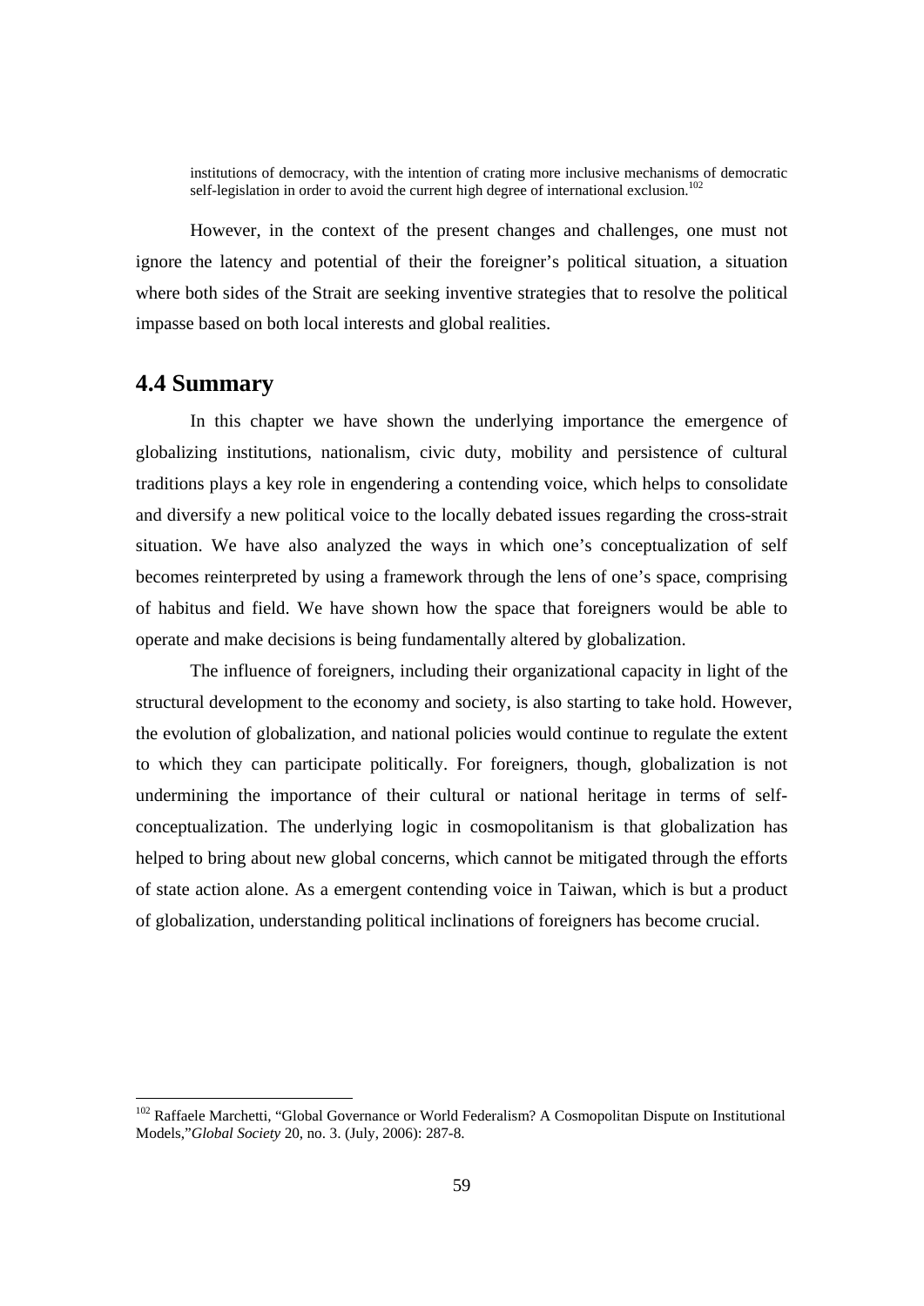> institutions of democracy, with the intention of crating more inclusive mechanisms of democratic self-legislation in order to avoid the current high degree of international exclusion.[102]

However, in the context of the present changes and challenges, one must not ignore the latency and potential of their the foreigner's political situation, a situation where both sides of the Strait are seeking inventive strategies that to resolve the political impasse based on both local interests and global realities.

## 4.4 Summary

In this chapter we have shown the underlying importance the emergence of globalizing institutions, nationalism, civic duty, mobility and persistence of cultural traditions plays a key role in engendering a contending voice, which helps to consolidate and diversify a new political voice to the locally debated issues regarding the cross-strait situation. We have also analyzed the ways in which one's conceptualization of self becomes reinterpreted by using a framework through the lens of one's space, comprising of habitus and field. We have shown how the space that foreigners would be able to operate and make decisions is being fundamentally altered by globalization.

The influence of foreigners, including their organizational capacity in light of the structural development to the economy and society, is also starting to take hold. However, the evolution of globalization, and national policies would continue to regulate the extent to which they can participate politically. For foreigners, though, globalization is not undermining the importance of their cultural or national heritage in terms of self-conceptualization. The underlying logic in cosmopolitanism is that globalization has helped to bring about new global concerns, which cannot be mitigated through the efforts of state action alone. As a emergent contending voice in Taiwan, which is but a product of globalization, understanding political inclinations of foreigners has become crucial.

---

[102] Raffaele Marchetti, "Global Governance or World Federalism? A Cosmopolitan Dispute on Institutional Models,"*Global Society* 20, no. 3. (July, 2006): 287-8.